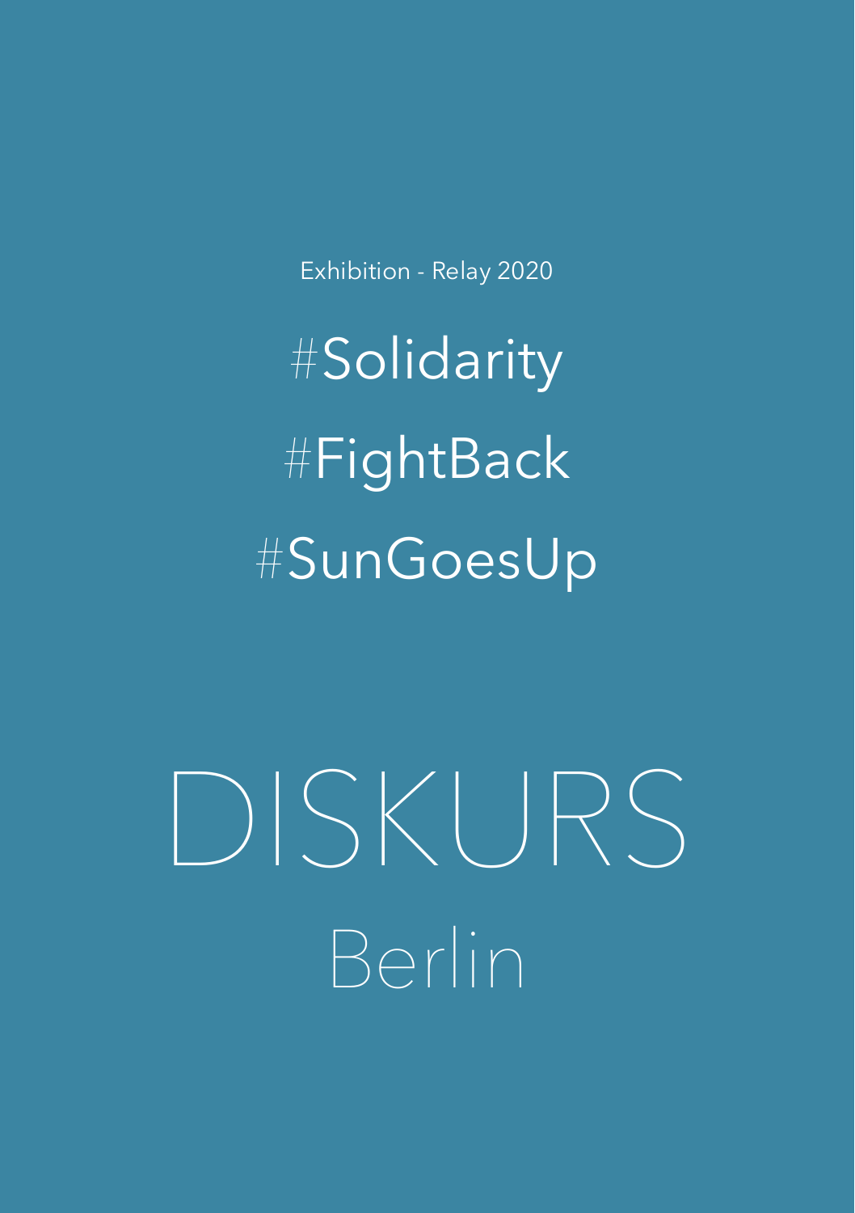Exhibition - Relay 2020

#Solidarity

#FightBack

#SunGoesUp

# DISKURS

## Berlin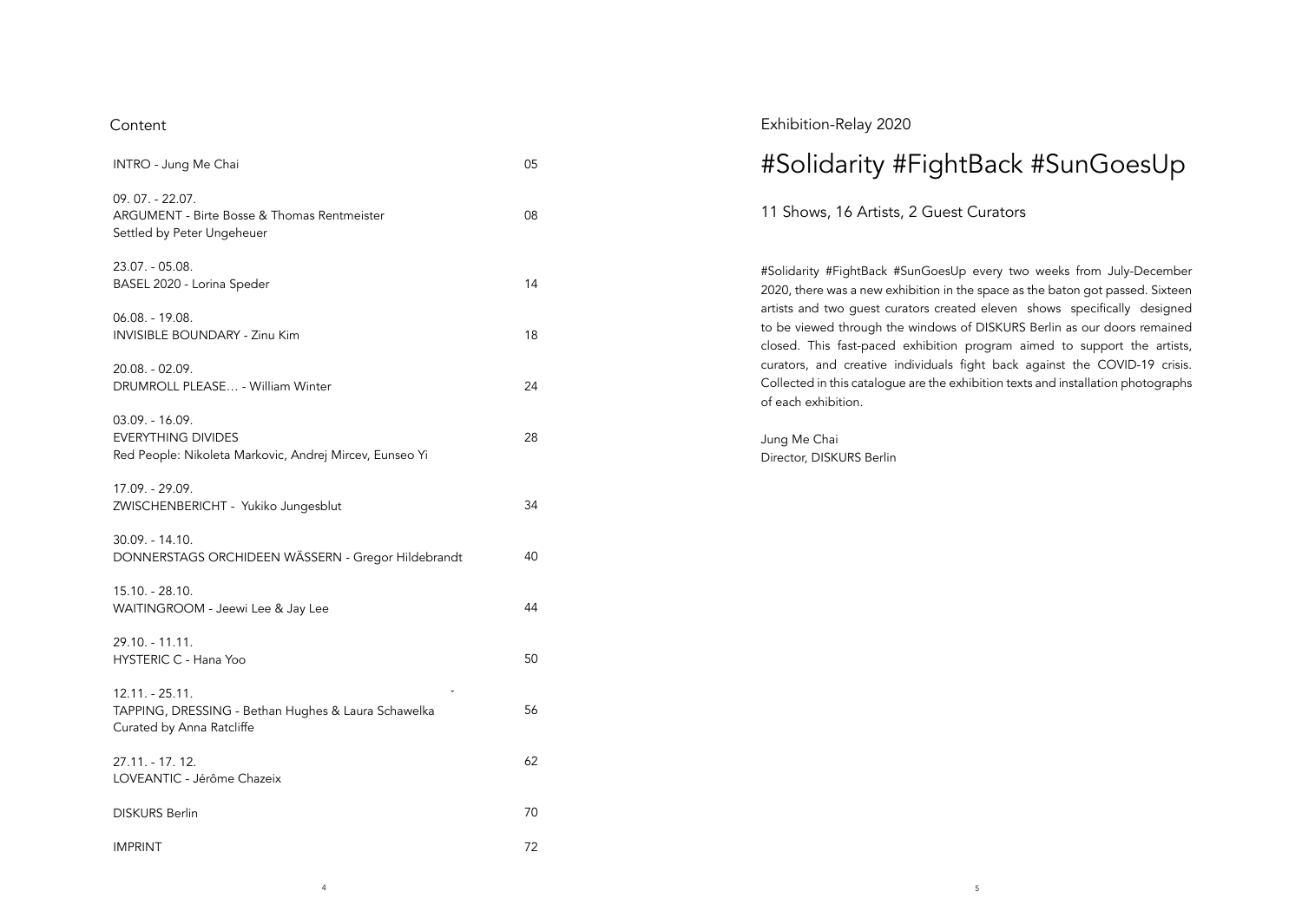## Content

| | |
|---|---|
| INTRO - Jung Me Chai | 05 |
| 09. 07. - 22.07.<br>ARGUMENT - Birte Bosse & Thomas Rentmeister<br>Settled by Peter Ungeheuer | 08 |
| 23.07. - 05.08.<br>BASEL 2020 - Lorina Speder | 14 |
| 06.08. - 19.08.<br>INVISIBLE BOUNDARY - Zinu Kim | 18 |
| 20.08. - 02.09.<br>DRUMROLL PLEASE… - William Winter | 24 |
| 03.09. - 16.09.<br>EVERYTHING DIVIDES<br>Red People: Nikoleta Markovic, Andrej Mircev, Eunseo Yi | 28 |
| 17.09. - 29.09.<br>ZWISCHENBERICHT - Yukiko Jungesblut | 34 |
| 30.09. - 14.10.<br>DONNERSTAGS ORCHIDEEN WÄSSERN - Gregor Hildebrandt | 40 |
| 15.10. - 28.10.<br>WAITINGROOM - Jeewi Lee & Jay Lee | 44 |
| 29.10. - 11.11.<br>HYSTERIC C - Hana Yoo | 50 |
| 12.11. - 25.11.<br>TAPPING, DRESSING - Bethan Hughes & Laura Schawelka<br>Curated by Anna Ratcliffe | 56 |
| 27.11. - 17. 12.<br>LOVEANTIC - Jérôme Chazeix | 62 |
| DISKURS Berlin | 70 |
| IMPRINT | 72 |

Exhibition-Relay 2020

# #Solidarity #FightBack #SunGoesUp

11 Shows, 16 Artists, 2 Guest Curators

#Solidarity #FightBack #SunGoesUp every two weeks from July-December 2020, there was a new exhibition in the space as the baton got passed. Sixteen artists and two guest curators created eleven shows specifically designed to be viewed through the windows of DISKURS Berlin as our doors remained closed. This fast-paced exhibition program aimed to support the artists, curators, and creative individuals fight back against the COVID-19 crisis. Collected in this catalogue are the exhibition texts and installation photographs of each exhibition.

Jung Me Chai
Director, DISKURS Berlin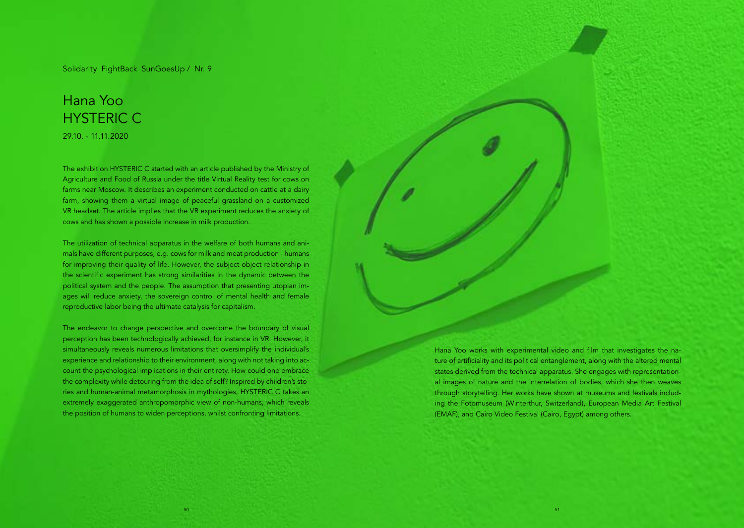Solidarity FightBack SunGoesUp / Nr. 9

# Hana Yoo
# HYSTERIC C

29.10. - 11.11.2020

The exhibition HYSTERIC C started with an article published by the Ministry of Agriculture and Food of Russia under the title Virtual Reality test for cows on farms near Moscow. It describes an experiment conducted on cattle at a dairy farm, showing them a virtual image of peaceful grassland on a customized VR headset. The article implies that the VR experiment reduces the anxiety of cows and has shown a possible increase in milk production.

The utilization of technical apparatus in the welfare of both humans and animals have different purposes, e.g. cows for milk and meat production - humans for improving their quality of life. However, the subject-object relationship in the scientific experiment has strong similarities in the dynamic between the political system and the people. The assumption that presenting utopian images will reduce anxiety, the sovereign control of mental health and female reproductive labor being the ultimate catalysis for capitalism.

The endeavor to change perspective and overcome the boundary of visual perception has been technologically achieved, for instance in VR. However, it simultaneously reveals numerous limitations that oversimplify the individual's experience and relationship to their environment, along with not taking into account the psychological implications in their entirety. How could one embrace the complexity while detouring from the idea of self? Inspired by children's stories and human-animal metamorphosis in mythologies, HYSTERIC C takes an extremely exaggerated anthropomorphic view of non-humans, which reveals the position of humans to widen perceptions, whilst confronting limitations.

Hana Yoo works with experimental video and film that investigates the nature of artificiality and its political entanglement, along with the altered mental states derived from the technical apparatus. She engages with representational images of nature and the interrelation of bodies, which she then weaves through storytelling. Her works have shown at museums and festivals including the Fotomuseum (Winterthur, Switzerland), European Media Art Festival (EMAF), and Cairo Video Festival (Cairo, Egypt) among others.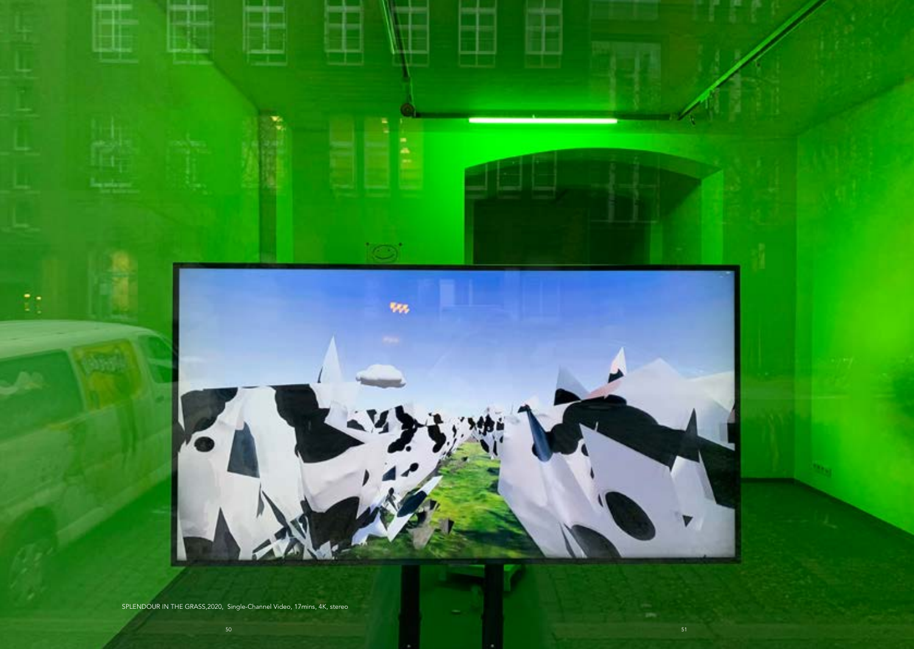SPLENDOUR IN THE GRASS,2020, Single-Channel Video, 17mins, 4K, stereo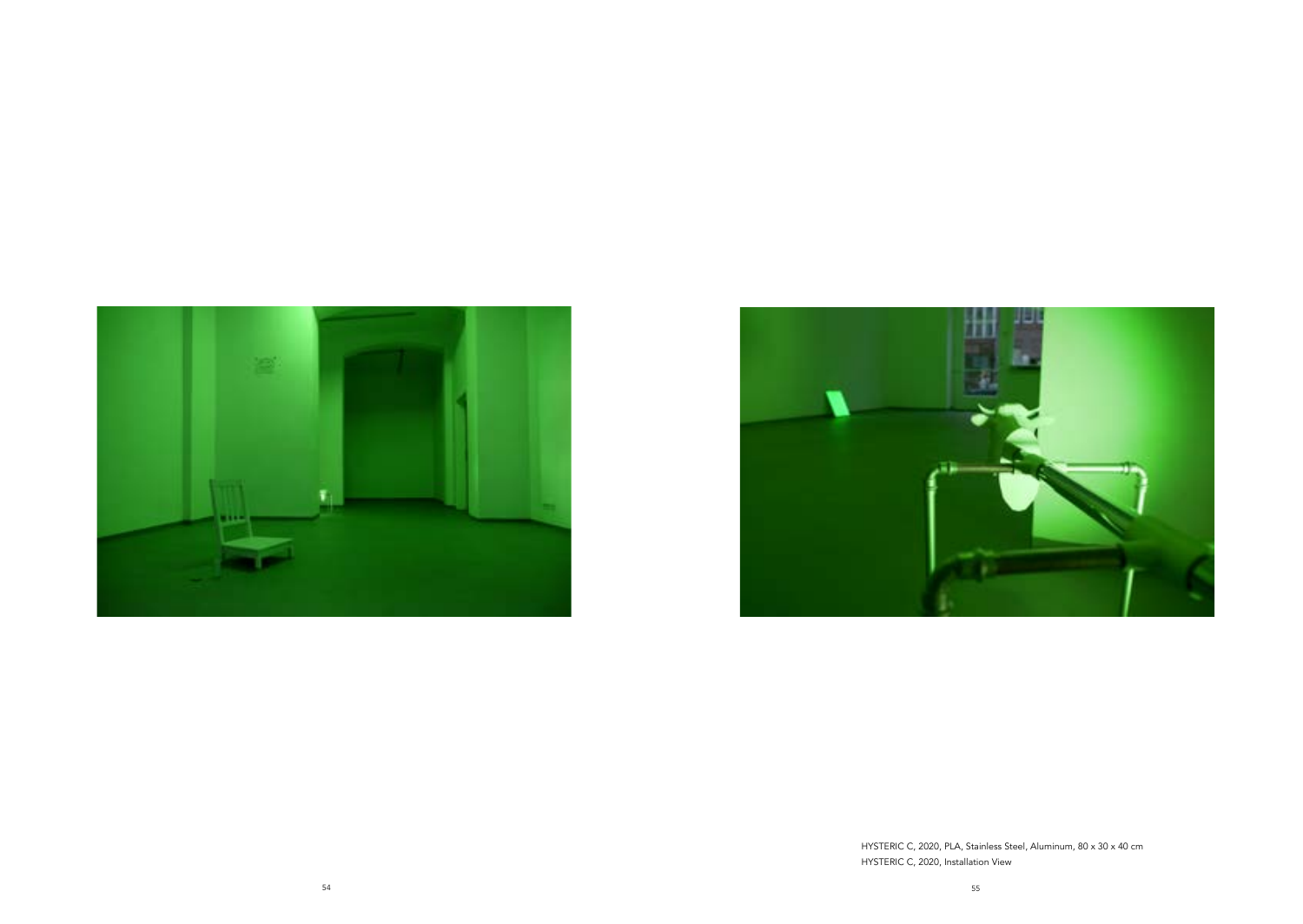HYSTERIC C, 2020, PLA, Stainless Steel, Aluminum, 80 x 30 x 40 cm
HYSTERIC C, 2020, Installation View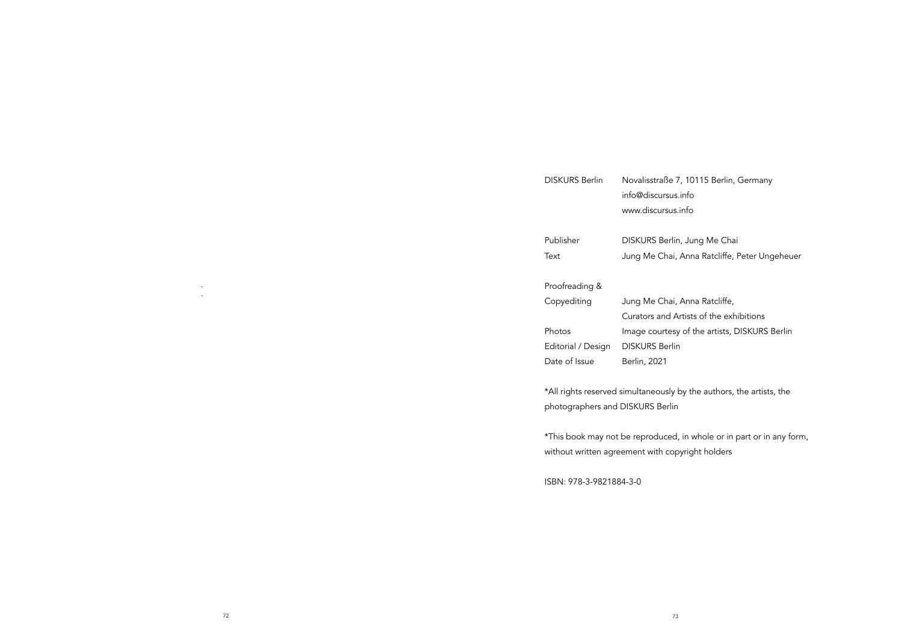| | |
|---|---|
| DISKURS Berlin | Novalisstraße 7, 10115 Berlin, Germany<br>info@discursus.info<br>www.discursus.info |
| Publisher | DISKURS Berlin, Jung Me Chai |
| Text | Jung Me Chai, Anna Ratcliffe, Peter Ungeheuer |
| Proofreading & Copyediting | Jung Me Chai, Anna Ratcliffe,<br>Curators and Artists of the exhibitions |
| Photos | Image courtesy of the artists, DISKURS Berlin |
| Editorial / Design | DISKURS Berlin |
| Date of Issue | Berlin, 2021 |

*All rights reserved simultaneously by the authors, the artists, the photographers and DISKURS Berlin

*This book may not be reproduced, in whole or in part or in any form, without written agreement with copyright holders

ISBN: 978-3-9821884-3-0